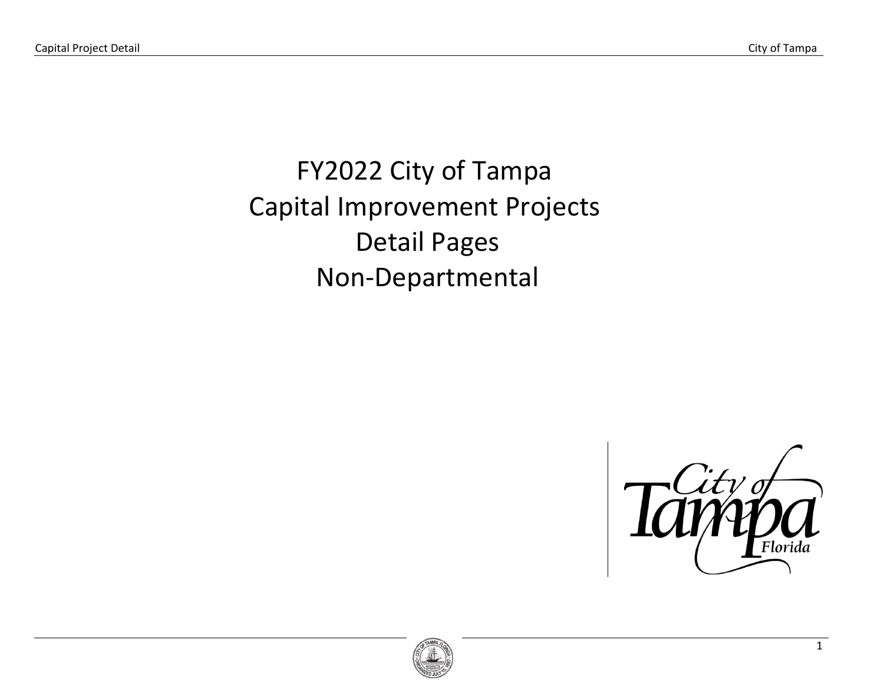# FY2022 City of Tampa Capital Improvement Projects Detail Pages Non-Departmental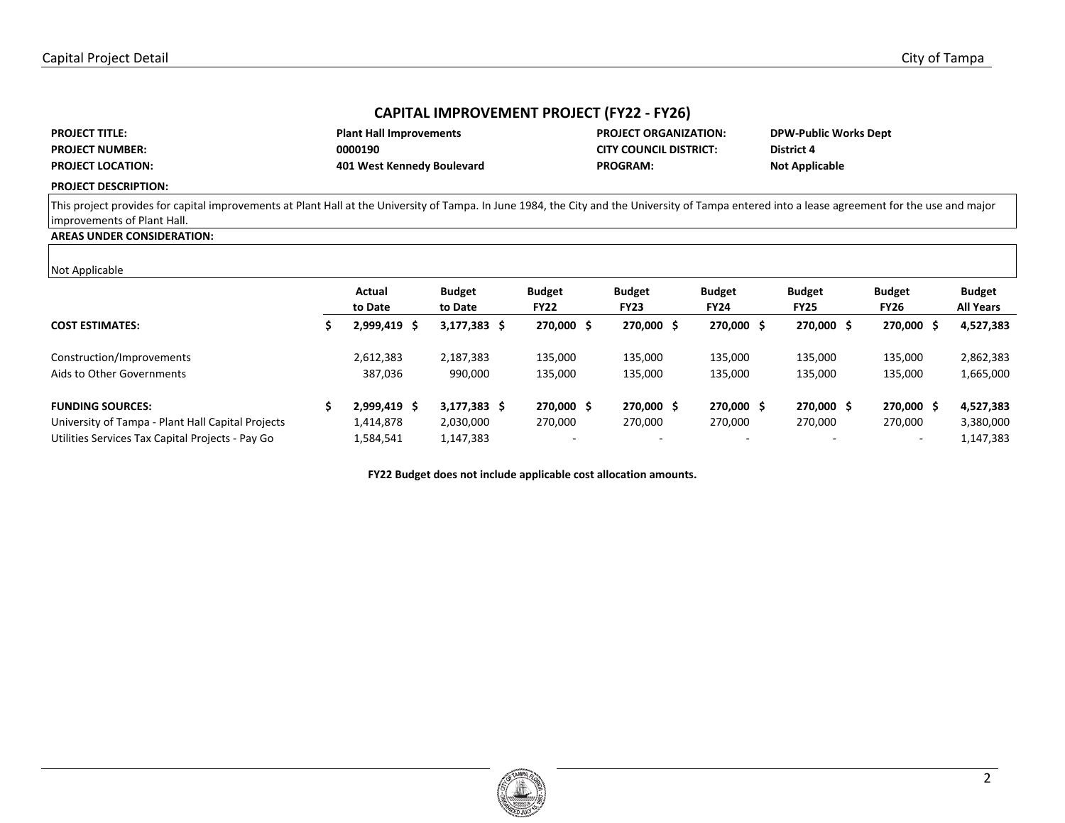## CAPITAL IMPROVEMENT PROJECT (FY22 - FY26)

| | | | |
|---|---|---|---|
| **PROJECT TITLE:** | **Plant Hall Improvements** | **PROJECT ORGANIZATION:** | **DPW-Public Works Dept** |
| **PROJECT NUMBER:** | **0000190** | **CITY COUNCIL DISTRICT:** | **District 4** |
| **PROJECT LOCATION:** | **401 West Kennedy Boulevard** | **PROGRAM:** | **Not Applicable** |

**PROJECT DESCRIPTION:**

This project provides for capital improvements at Plant Hall at the University of Tampa. In June 1984, the City and the University of Tampa entered into a lease agreement for the use and major improvements of Plant Hall.

**AREAS UNDER CONSIDERATION:**

Not Applicable

| | Actual to Date | Budget to Date | Budget FY22 | Budget FY23 | Budget FY24 | Budget FY25 | Budget FY26 | Budget All Years |
|---|---|---|---|---|---|---|---|---|
| **COST ESTIMATES:** | **$ 2,999,419** | **$ 3,177,383** | **$ 270,000** | **$ 270,000** | **$ 270,000** | **$ 270,000** | **$ 270,000** | **$ 4,527,383** |
| Construction/Improvements | 2,612,383 | 2,187,383 | 135,000 | 135,000 | 135,000 | 135,000 | 135,000 | 2,862,383 |
| Aids to Other Governments | 387,036 | 990,000 | 135,000 | 135,000 | 135,000 | 135,000 | 135,000 | 1,665,000 |
| **FUNDING SOURCES:** | **$ 2,999,419** | **$ 3,177,383** | **$ 270,000** | **$ 270,000** | **$ 270,000** | **$ 270,000** | **$ 270,000** | **$ 4,527,383** |
| University of Tampa - Plant Hall Capital Projects | 1,414,878 | 2,030,000 | 270,000 | 270,000 | 270,000 | 270,000 | 270,000 | 3,380,000 |
| Utilities Services Tax Capital Projects - Pay Go | 1,584,541 | 1,147,383 | - | - | - | - | - | 1,147,383 |

**FY22 Budget does not include applicable cost allocation amounts.**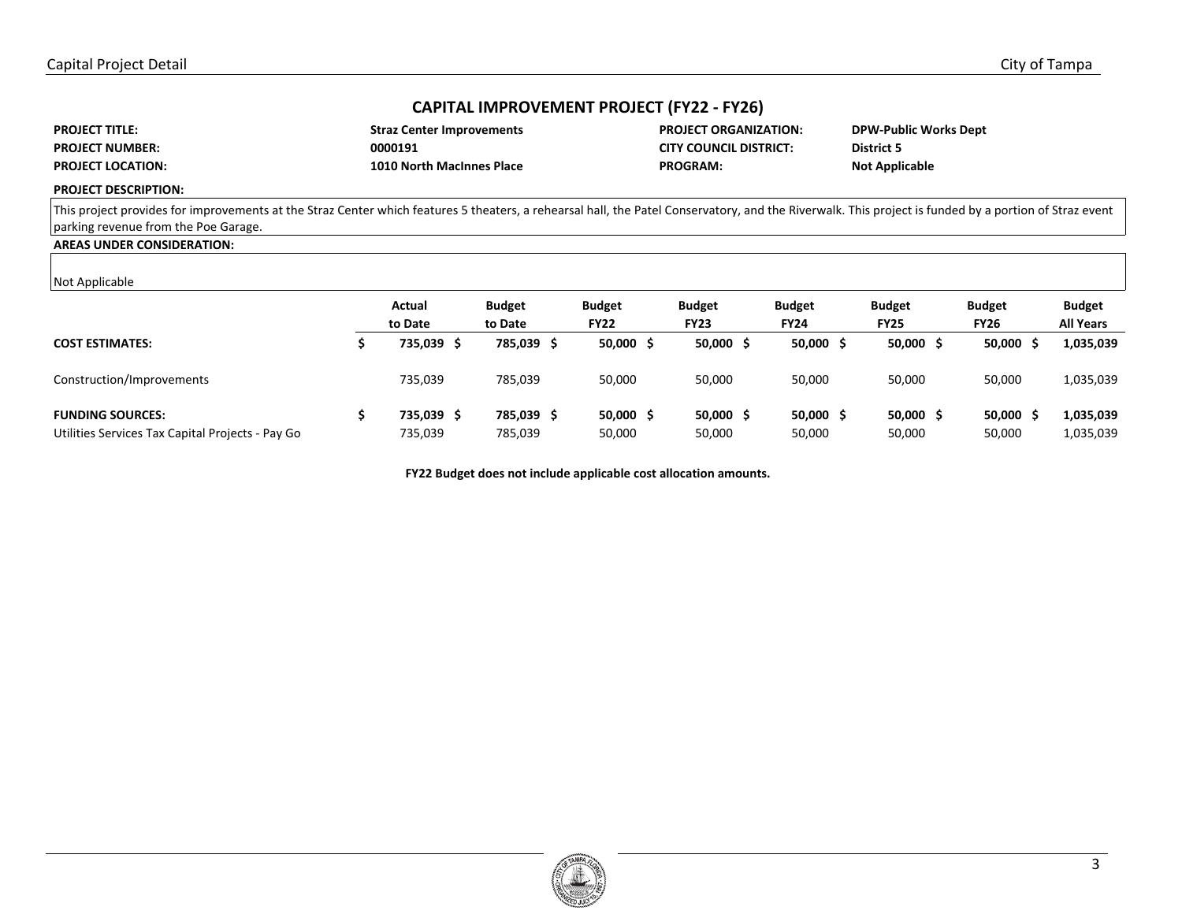## CAPITAL IMPROVEMENT PROJECT (FY22 - FY26)

| | | | |
|---|---|---|---|
| **PROJECT TITLE:** | **Straz Center Improvements** | **PROJECT ORGANIZATION:** | **DPW-Public Works Dept** |
| **PROJECT NUMBER:** | **0000191** | **CITY COUNCIL DISTRICT:** | **District 5** |
| **PROJECT LOCATION:** | **1010 North MacInnes Place** | **PROGRAM:** | **Not Applicable** |

**PROJECT DESCRIPTION:**

This project provides for improvements at the Straz Center which features 5 theaters, a rehearsal hall, the Patel Conservatory, and the Riverwalk. This project is funded by a portion of Straz event parking revenue from the Poe Garage.

**AREAS UNDER CONSIDERATION:**

Not Applicable

| | Actual to Date | Budget to Date | Budget FY22 | Budget FY23 | Budget FY24 | Budget FY25 | Budget FY26 | Budget All Years |
|---|---|---|---|---|---|---|---|---|
| **COST ESTIMATES:** | **$ 735,039** | **$ 785,039** | **$ 50,000** | **$ 50,000** | **$ 50,000** | **$ 50,000** | **$ 50,000** | **$ 1,035,039** |
| Construction/Improvements | 735,039 | 785,039 | 50,000 | 50,000 | 50,000 | 50,000 | 50,000 | 1,035,039 |
| **FUNDING SOURCES:** | **$ 735,039** | **$ 785,039** | **$ 50,000** | **$ 50,000** | **$ 50,000** | **$ 50,000** | **$ 50,000** | **$ 1,035,039** |
| Utilities Services Tax Capital Projects - Pay Go | 735,039 | 785,039 | 50,000 | 50,000 | 50,000 | 50,000 | 50,000 | 1,035,039 |

**FY22 Budget does not include applicable cost allocation amounts.**